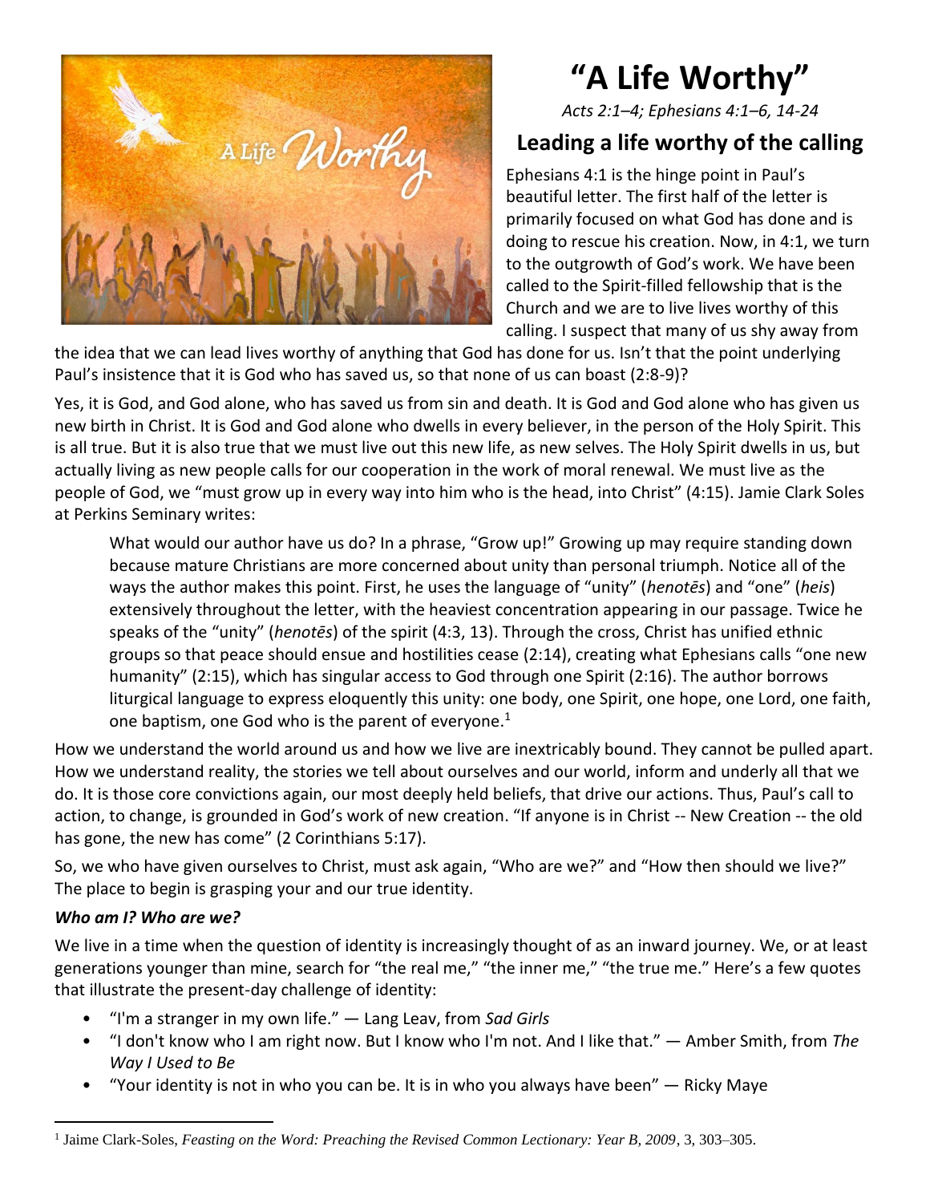# "A Life Worthy"

*Acts 2:1–4; Ephesians 4:1–6, 14-24*

## Leading a life worthy of the calling

Ephesians 4:1 is the hinge point in Paul's beautiful letter. The first half of the letter is primarily focused on what God has done and is doing to rescue his creation. Now, in 4:1, we turn to the outgrowth of God's work. We have been called to the Spirit-filled fellowship that is the Church and we are to live lives worthy of this calling. I suspect that many of us shy away from the idea that we can lead lives worthy of anything that God has done for us. Isn't that the point underlying Paul's insistence that it is God who has saved us, so that none of us can boast (2:8-9)?

Yes, it is God, and God alone, who has saved us from sin and death. It is God and God alone who has given us new birth in Christ. It is God and God alone who dwells in every believer, in the person of the Holy Spirit. This is all true. But it is also true that we must live out this new life, as new selves. The Holy Spirit dwells in us, but actually living as new people calls for our cooperation in the work of moral renewal. We must live as the people of God, we "must grow up in every way into him who is the head, into Christ" (4:15). Jamie Clark Soles at Perkins Seminary writes:

> What would our author have us do? In a phrase, "Grow up!" Growing up may require standing down because mature Christians are more concerned about unity than personal triumph. Notice all of the ways the author makes this point. First, he uses the language of "unity" (*henotēs*) and "one" (*heis*) extensively throughout the letter, with the heaviest concentration appearing in our passage. Twice he speaks of the "unity" (*henotēs*) of the spirit (4:3, 13). Through the cross, Christ has unified ethnic groups so that peace should ensue and hostilities cease (2:14), creating what Ephesians calls "one new humanity" (2:15), which has singular access to God through one Spirit (2:16). The author borrows liturgical language to express eloquently this unity: one body, one Spirit, one hope, one Lord, one faith, one baptism, one God who is the parent of everyone.[1]

How we understand the world around us and how we live are inextricably bound. They cannot be pulled apart. How we understand reality, the stories we tell about ourselves and our world, inform and underly all that we do. It is those core convictions again, our most deeply held beliefs, that drive our actions. Thus, Paul's call to action, to change, is grounded in God's work of new creation. "If anyone is in Christ -- New Creation -- the old has gone, the new has come" (2 Corinthians 5:17).

So, we who have given ourselves to Christ, must ask again, "Who are we?" and "How then should we live?" The place to begin is grasping your and our true identity.

***Who am I? Who are we?***

We live in a time when the question of identity is increasingly thought of as an inward journey. We, or at least generations younger than mine, search for "the real me," "the inner me," "the true me." Here's a few quotes that illustrate the present-day challenge of identity:

- "I'm a stranger in my own life." — Lang Leav, from *Sad Girls*
- "I don't know who I am right now. But I know who I'm not. And I like that." — Amber Smith, from *The Way I Used to Be*
- "Your identity is not in who you can be. It is in who you always have been" — Ricky Maye

[1] Jaime Clark-Soles, *Feasting on the Word: Preaching the Revised Common Lectionary: Year B, 2009*, 3, 303–305.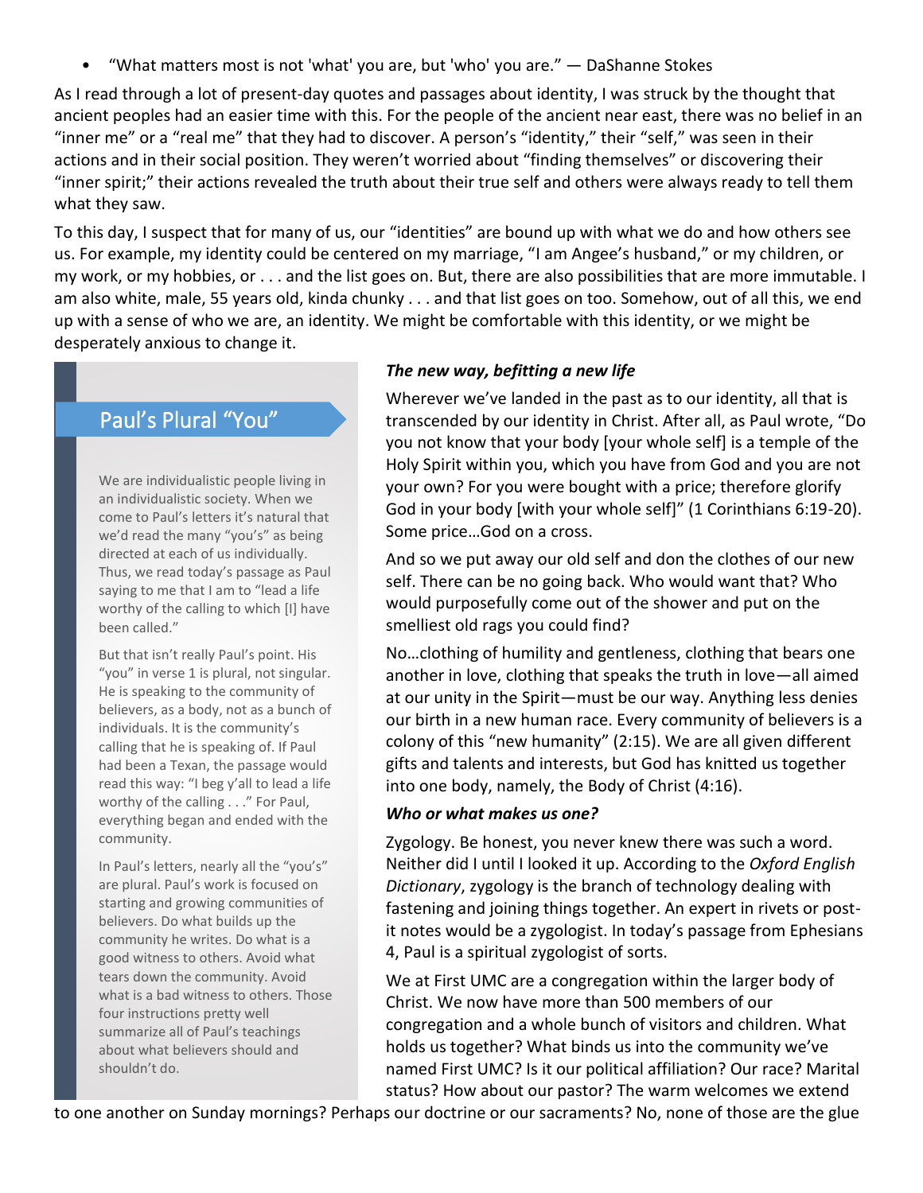- “What matters most is not 'what' you are, but 'who' you are.” — DaShanne Stokes

As I read through a lot of present-day quotes and passages about identity, I was struck by the thought that ancient peoples had an easier time with this. For the people of the ancient near east, there was no belief in an “inner me” or a “real me” that they had to discover. A person’s “identity,” their “self,” was seen in their actions and in their social position. They weren’t worried about “finding themselves” or discovering their “inner spirit;” their actions revealed the truth about their true self and others were always ready to tell them what they saw.

To this day, I suspect that for many of us, our “identities” are bound up with what we do and how others see us. For example, my identity could be centered on my marriage, “I am Angee’s husband,” or my children, or my work, or my hobbies, or . . . and the list goes on. But, there are also possibilities that are more immutable. I am also white, male, 55 years old, kinda chunky . . . and that list goes on too. Somehow, out of all this, we end up with a sense of who we are, an identity. We might be comfortable with this identity, or we might be desperately anxious to change it.

### Paul’s Plural “You”

We are individualistic people living in an individualistic society. When we come to Paul’s letters it’s natural that we’d read the many “you’s” as being directed at each of us individually. Thus, we read today’s passage as Paul saying to me that I am to “lead a life worthy of the calling to which [I] have been called.”

But that isn’t really Paul’s point. His “you” in verse 1 is plural, not singular. He is speaking to the community of believers, as a body, not as a bunch of individuals. It is the community’s calling that he is speaking of. If Paul had been a Texan, the passage would read this way: “I beg y’all to lead a life worthy of the calling . . .” For Paul, everything began and ended with the community.

In Paul’s letters, nearly all the “you’s” are plural. Paul’s work is focused on starting and growing communities of believers. Do what builds up the community he writes. Do what is a good witness to others. Avoid what tears down the community. Avoid what is a bad witness to others. Those four instructions pretty well summarize all of Paul’s teachings about what believers should and shouldn’t do.

***The new way, befitting a new life***

Wherever we’ve landed in the past as to our identity, all that is transcended by our identity in Christ. After all, as Paul wrote, “Do you not know that your body [your whole self] is a temple of the Holy Spirit within you, which you have from God and you are not your own? For you were bought with a price; therefore glorify God in your body [with your whole self]” (1 Corinthians 6:19-20). Some price…God on a cross.

And so we put away our old self and don the clothes of our new self. There can be no going back. Who would want that? Who would purposefully come out of the shower and put on the smelliest old rags you could find?

No…clothing of humility and gentleness, clothing that bears one another in love, clothing that speaks the truth in love—all aimed at our unity in the Spirit—must be our way. Anything less denies our birth in a new human race. Every community of believers is a colony of this “new humanity” (2:15). We are all given different gifts and talents and interests, but God has knitted us together into one body, namely, the Body of Christ (4:16).

***Who or what makes us one?***

Zygology. Be honest, you never knew there was such a word. Neither did I until I looked it up. According to the *Oxford English Dictionary*, zygology is the branch of technology dealing with fastening and joining things together. An expert in rivets or post-it notes would be a zygologist. In today’s passage from Ephesians 4, Paul is a spiritual zygologist of sorts.

We at First UMC are a congregation within the larger body of Christ. We now have more than 500 members of our congregation and a whole bunch of visitors and children. What holds us together? What binds us into the community we’ve named First UMC? Is it our political affiliation? Our race? Marital status? How about our pastor? The warm welcomes we extend to one another on Sunday mornings? Perhaps our doctrine or our sacraments? No, none of those are the glue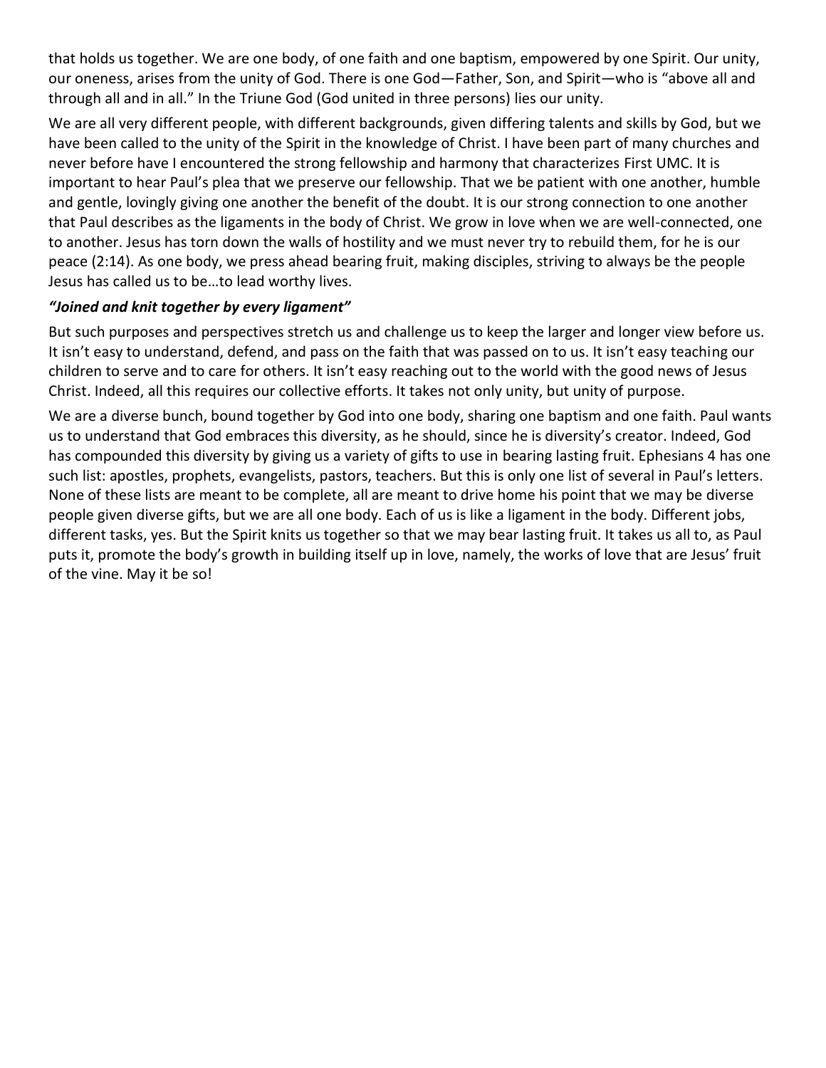that holds us together. We are one body, of one faith and one baptism, empowered by one Spirit. Our unity, our oneness, arises from the unity of God. There is one God—Father, Son, and Spirit—who is "above all and through all and in all." In the Triune God (God united in three persons) lies our unity.

We are all very different people, with different backgrounds, given differing talents and skills by God, but we have been called to the unity of the Spirit in the knowledge of Christ. I have been part of many churches and never before have I encountered the strong fellowship and harmony that characterizes First UMC. It is important to hear Paul's plea that we preserve our fellowship. That we be patient with one another, humble and gentle, lovingly giving one another the benefit of the doubt. It is our strong connection to one another that Paul describes as the ligaments in the body of Christ. We grow in love when we are well-connected, one to another. Jesus has torn down the walls of hostility and we must never try to rebuild them, for he is our peace (2:14). As one body, we press ahead bearing fruit, making disciples, striving to always be the people Jesus has called us to be…to lead worthy lives.

***"Joined and knit together by every ligament"***

But such purposes and perspectives stretch us and challenge us to keep the larger and longer view before us. It isn't easy to understand, defend, and pass on the faith that was passed on to us. It isn't easy teaching our children to serve and to care for others. It isn't easy reaching out to the world with the good news of Jesus Christ. Indeed, all this requires our collective efforts. It takes not only unity, but unity of purpose.

We are a diverse bunch, bound together by God into one body, sharing one baptism and one faith. Paul wants us to understand that God embraces this diversity, as he should, since he is diversity's creator. Indeed, God has compounded this diversity by giving us a variety of gifts to use in bearing lasting fruit. Ephesians 4 has one such list: apostles, prophets, evangelists, pastors, teachers. But this is only one list of several in Paul's letters. None of these lists are meant to be complete, all are meant to drive home his point that we may be diverse people given diverse gifts, but we are all one body. Each of us is like a ligament in the body. Different jobs, different tasks, yes. But the Spirit knits us together so that we may bear lasting fruit. It takes us all to, as Paul puts it, promote the body's growth in building itself up in love, namely, the works of love that are Jesus' fruit of the vine. May it be so!